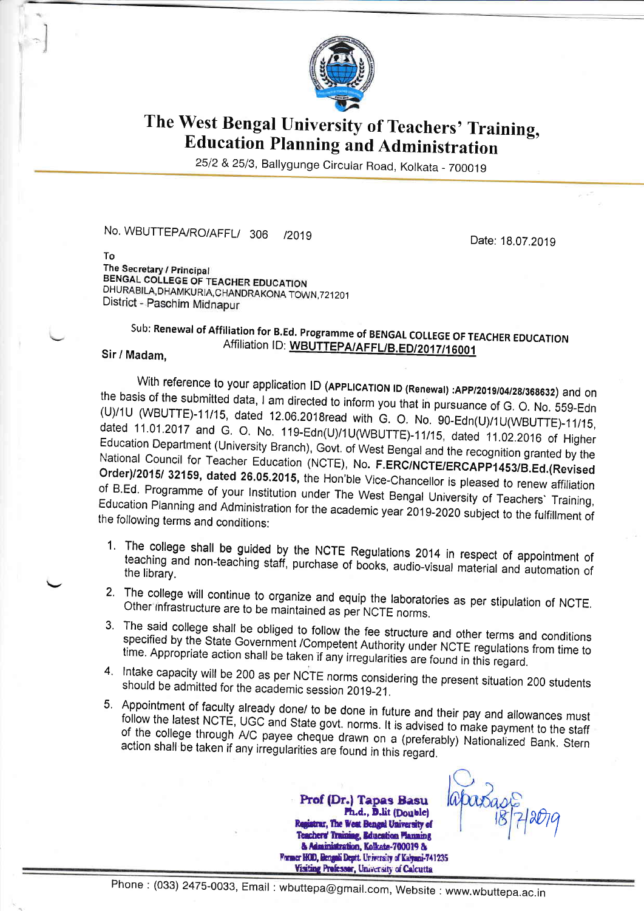# The West Bengal University of Teachers' Training, Education Planning and Administration

25/2 & 25/3, Ballygunge Circular Road, Kolkata - 700019

No. WBUTTEPA/RO/AFFL/ 306 /2019

Date: 18.07.2019

To
The Secretary / Principal
BENGAL COLLEGE OF TEACHER EDUCATION
DHURABILA,DHAMKURIA,CHANDRAKONA TOWN,721201
District - Paschim Midnapur

Sub: **Renewal of Affiliation for B.Ed. Programme of BENGAL COLLEGE OF TEACHER EDUCATION**
Affiliation ID: **WBUTTEPA/AFFL/B.ED/2017/16001**

**Sir / Madam,**

With reference to your application ID (**APPLICATION ID (Renewal) :APP/2019/04/28/368632**) and on the basis of the submitted data, I am directed to inform you that in pursuance of G. O. No. 559-Edn (U)/1U (WBUTTE)-11/15, dated 12.06.2018read with G. O. No. 90-Edn(U)/1U(WBUTTE)-11/15, dated 11.01.2017 and G. O. No. 119-Edn(U)/1U(WBUTTE)-11/15, dated 11.02.2016 of Higher Education Department (University Branch), Govt. of West Bengal and the recognition granted by the National Council for Teacher Education (NCTE), No. **F.ERC/NCTE/ERCAPP1453/B.Ed.(Revised Order)/2015/ 32159, dated 26.05.2015,** the Hon'ble Vice-Chancellor is pleased to renew affiliation of B.Ed. Programme of your Institution under The West Bengal University of Teachers` Training, Education Planning and Administration for the academic year 2019-2020 subject to the fulfillment of the following terms and conditions:

1. The college shall be guided by the NCTE Regulations 2014 in respect of appointment of teaching and non-teaching staff, purchase of books, audio-visual material and automation of the library.
2. The college will continue to organize and equip the laboratories as per stipulation of NCTE. Other infrastructure are to be maintained as per NCTE norms.
3. The said college shall be obliged to follow the fee structure and other terms and conditions specified by the State Government /Competent Authority under NCTE regulations from time to time. Appropriate action shall be taken if any irregularities are found in this regard.
4. Intake capacity will be 200 as per NCTE norms considering the present situation 200 students should be admitted for the academic session 2019-21.
5. Appointment of faculty already done/ to be done in future and their pay and allowances must follow the latest NCTE, UGC and State govt. norms. It is advised to make payment to the staff of the college through A/C payee cheque drawn on a (preferably) Nationalized Bank. Stern action shall be taken if any irregularities are found in this regard.

Tapas Basu
18/7/2019

**Prof (Dr.) Tapas Basu**
Ph.d., D.lit (Double)
Registrar, The West Bengal University of Teachers' Training, Education Planning & Administration, Kolkata-700019 &
Former HOD, Bengali Deptt. University of Kalyani-741235
Visiting Professor, University of Calcutta

Phone : (033) 2475-0033, Email : wbuttepa@gmail.com, Website : www.wbuttepa.ac.in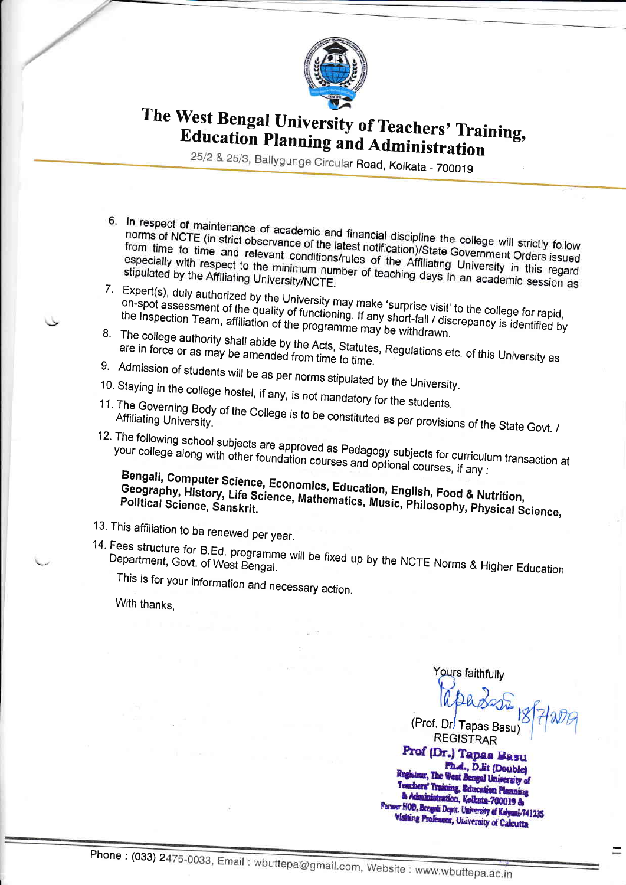# The West Bengal University of Teachers' Training, Education Planning and Administration

25/2 & 25/3, Ballygunge Circular Road, Kolkata - 700019

6. In respect of maintenance of academic and financial discipline the college will strictly follow norms of NCTE (in strict observance of the latest notification)/State Government Orders issued from time to time and relevant conditions/rules of the Affiliating University in this regard especially with respect to the minimum number of teaching days in an academic session as stipulated by the Affiliating University/NCTE.
7. Expert(s), duly authorized by the University may make 'surprise visit' to the college for rapid, on-spot assessment of the quality of functioning. If any short-fall / discrepancy is identified by the Inspection Team, affiliation of the programme may be withdrawn.
8. The college authority shall abide by the Acts, Statutes, Regulations etc. of this University as are in force or as may be amended from time to time.
9. Admission of students will be as per norms stipulated by the University.
10. Staying in the college hostel, if any, is not mandatory for the students.
11. The Governing Body of the College is to be constituted as per provisions of the State Govt. / Affiliating University.
12. The following school subjects are approved as Pedagogy subjects for curriculum transaction at your college along with other foundation courses and optional courses, if any :

    **Bengali, Computer Science, Economics, Education, English, Food & Nutrition, Geography, History, Life Science, Mathematics, Music, Philosophy, Physical Science, Political Science, Sanskrit.**

13. This affiliation to be renewed per year.
14. Fees structure for B.Ed. programme will be fixed up by the NCTE Norms & Higher Education Department, Govt. of West Bengal.

This is for your information and necessary action.

With thanks,

Yours faithfully

18/7/2019

(Prof. Dr. Tapas Basu)
REGISTRAR

**Prof (Dr.) Tapas Basu**
**Ph.d., D.lit (Double)**
**Registrar, The West Bengal University of Teachers' Training, Education Planning & Administration, Kolkata-700019 &**
**Former HOD, Bengali Deptt. University of Kalyani-741235**
**Visiting Professor, University of Calcutta**

Phone : (033) 2475-0033, Email : wbuttepa@gmail.com, Website : www.wbuttepa.ac.in